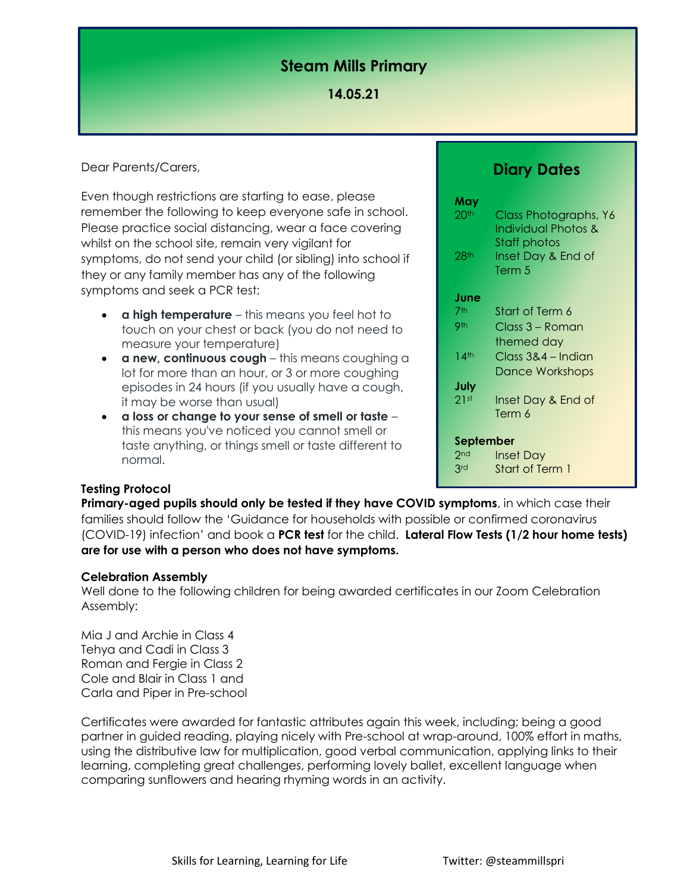# Steam Mills Primary

**14.05.21**

Dear Parents/Carers,

Even though restrictions are starting to ease, please remember the following to keep everyone safe in school. Please practice social distancing, wear a face covering whilst on the school site, remain very vigilant for symptoms, do not send your child (or sibling) into school if they or any family member has any of the following symptoms and seek a PCR test:

- **a high temperature** – this means you feel hot to touch on your chest or back (you do not need to measure your temperature)
- **a new, continuous cough** – this means coughing a lot for more than an hour, or 3 or more coughing episodes in 24 hours (if you usually have a cough, it may be worse than usual)
- **a loss or change to your sense of smell or taste** – this means you've noticed you cannot smell or taste anything, or things smell or taste different to normal.

## Diary Dates

**May**
- 20th – Class Photographs, Y6 Individual Photos & Staff photos
- 28th – Inset Day & End of Term 5

**June**
- 7th – Start of Term 6
- 9th – Class 3 – Roman themed day
- 14th – Class 3&4 – Indian Dance Workshops

**July**
- 21st – Inset Day & End of Term 6

**September**
- 2nd – Inset Day
- 3rd – Start of Term 1

**Testing Protocol**

**Primary-aged pupils should only be tested if they have COVID symptoms**, in which case their families should follow the 'Guidance for households with possible or confirmed coronavirus (COVID-19) infection' and book a **PCR test** for the child. **Lateral Flow Tests (1/2 hour home tests) are for use with a person who does not have symptoms.**

**Celebration Assembly**

Well done to the following children for being awarded certificates in our Zoom Celebration Assembly:

Mia J and Archie in Class 4
Tehya and Cadi in Class 3
Roman and Fergie in Class 2
Cole and Blair in Class 1 and
Carla and Piper in Pre-school

Certificates were awarded for fantastic attributes again this week, including; being a good partner in guided reading, playing nicely with Pre-school at wrap-around, 100% effort in maths, using the distributive law for multiplication, good verbal communication, applying links to their learning, completing great challenges, performing lovely ballet, excellent language when comparing sunflowers and hearing rhyming words in an activity.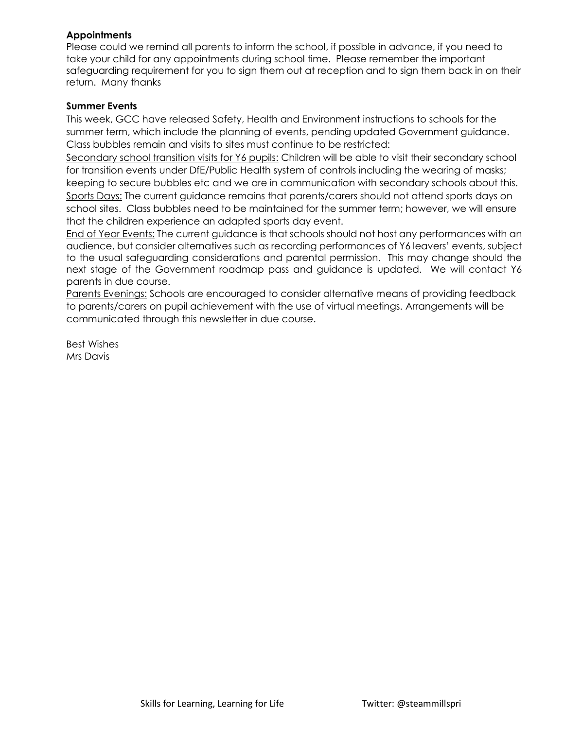**Appointments**

Please could we remind all parents to inform the school, if possible in advance, if you need to take your child for any appointments during school time. Please remember the important safeguarding requirement for you to sign them out at reception and to sign them back in on their return. Many thanks

**Summer Events**

This week, GCC have released Safety, Health and Environment instructions to schools for the summer term, which include the planning of events, pending updated Government guidance. Class bubbles remain and visits to sites must continue to be restricted:

Secondary school transition visits for Y6 pupils: Children will be able to visit their secondary school for transition events under DfE/Public Health system of controls including the wearing of masks; keeping to secure bubbles etc and we are in communication with secondary schools about this.

Sports Days: The current guidance remains that parents/carers should not attend sports days on school sites. Class bubbles need to be maintained for the summer term; however, we will ensure that the children experience an adapted sports day event.

End of Year Events: The current guidance is that schools should not host any performances with an audience, but consider alternatives such as recording performances of Y6 leavers' events, subject to the usual safeguarding considerations and parental permission. This may change should the next stage of the Government roadmap pass and guidance is updated. We will contact Y6 parents in due course.

Parents Evenings: Schools are encouraged to consider alternative means of providing feedback to parents/carers on pupil achievement with the use of virtual meetings. Arrangements will be communicated through this newsletter in due course.

Best Wishes
Mrs Davis